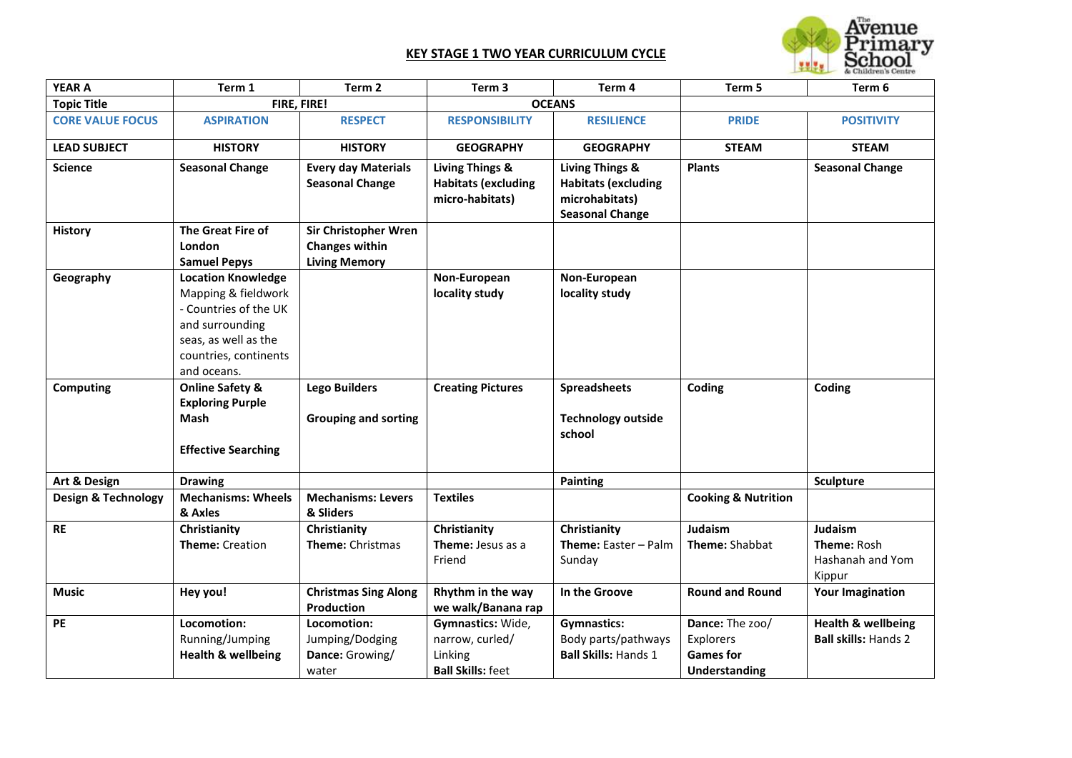# KEY STAGE 1 TWO YEAR CURRICULUM CYCLE

| YEAR A | Term 1 | Term 2 | Term 3 | Term 4 | Term 5 | Term 6 |
|---|---|---|---|---|---|---|
| Topic Title | FIRE, FIRE! | | OCEANS | | | |
| CORE VALUE FOCUS | ASPIRATION | RESPECT | RESPONSIBILITY | RESILIENCE | PRIDE | POSITIVITY |
| LEAD SUBJECT | HISTORY | HISTORY | GEOGRAPHY | GEOGRAPHY | STEAM | STEAM |
| Science | **Seasonal Change** | **Every day Materials** **Seasonal Change** | **Living Things & Habitats (excluding micro-habitats)** | **Living Things & Habitats (excluding microhabitats)** **Seasonal Change** | **Plants** | **Seasonal Change** |
| History | **The Great Fire of London** **Samuel Pepys** | **Sir Christopher Wren** **Changes within Living Memory** | | | | |
| Geography | **Location Knowledge** Mapping & fieldwork - Countries of the UK and surrounding seas, as well as the countries, continents and oceans. | | **Non-European locality study** | **Non-European locality study** | | |
| Computing | **Online Safety & Exploring Purple Mash** **Effective Searching** | **Lego Builders** **Grouping and sorting** | **Creating Pictures** | **Spreadsheets** **Technology outside school** | **Coding** | **Coding** |
| Art & Design | **Drawing** | | | **Painting** | | **Sculpture** |
| Design & Technology | **Mechanisms: Wheels & Axles** | **Mechanisms: Levers & Sliders** | **Textiles** | | **Cooking & Nutrition** | |
| RE | **Christianity** **Theme:** Creation | **Christianity** **Theme:** Christmas | **Christianity** **Theme:** Jesus as a Friend | **Christianity** **Theme:** Easter – Palm Sunday | **Judaism** **Theme:** Shabbat | **Judaism** **Theme:** Rosh Hashanah and Yom Kippur |
| Music | **Hey you!** | **Christmas Sing Along Production** | **Rhythm in the way we walk/Banana rap** | **In the Groove** | **Round and Round** | **Your Imagination** |
| PE | **Locomotion:** Running/Jumping **Health & wellbeing** | **Locomotion:** Jumping/Dodging **Dance:** Growing/ water | **Gymnastics:** Wide, narrow, curled/ Linking **Ball Skills:** feet | **Gymnastics:** Body parts/pathways **Ball Skills:** Hands 1 | **Dance:** The zoo/ Explorers **Games for Understanding** | **Health & wellbeing** **Ball skills:** Hands 2 |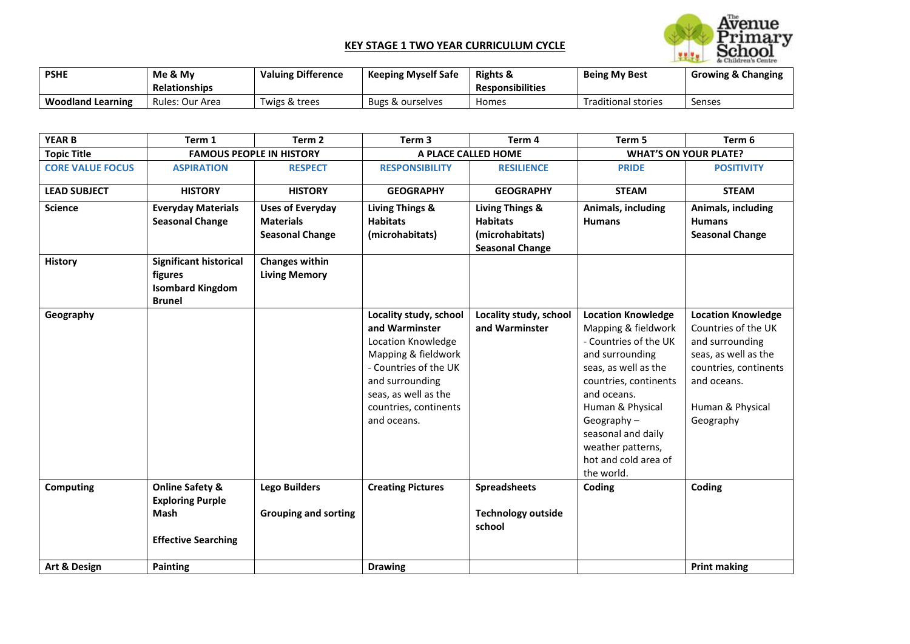## KEY STAGE 1 TWO YEAR CURRICULUM CYCLE

| PSHE | Me & My Relationships | Valuing Difference | Keeping Myself Safe | Rights & Responsibilities | Being My Best | Growing & Changing |
|---|---|---|---|---|---|---|
| **Woodland Learning** | Rules: Our Area | Twigs & trees | Bugs & ourselves | Homes | Traditional stories | Senses |

| YEAR B | Term 1 | Term 2 | Term 3 | Term 4 | Term 5 | Term 6 |
|---|---|---|---|---|---|---|
| **Topic Title** | **FAMOUS PEOPLE IN HISTORY** | | **A PLACE CALLED HOME** | | **WHAT'S ON YOUR PLATE?** | |
| **CORE VALUE FOCUS** | **ASPIRATION** | **RESPECT** | **RESPONSIBILITY** | **RESILIENCE** | **PRIDE** | **POSITIVITY** |
| **LEAD SUBJECT** | **HISTORY** | **HISTORY** | **GEOGRAPHY** | **GEOGRAPHY** | **STEAM** | **STEAM** |
| **Science** | **Everyday Materials** **Seasonal Change** | **Uses of Everyday Materials** **Seasonal Change** | **Living Things & Habitats (microhabitats)** | **Living Things & Habitats (microhabitats)** **Seasonal Change** | **Animals, including Humans** | **Animals, including Humans** **Seasonal Change** |
| **History** | **Significant historical figures** **Isombard Kingdom Brunel** | **Changes within Living Memory** | | | | |
| **Geography** | | | **Locality study, school and Warminster** Location Knowledge Mapping & fieldwork - Countries of the UK and surrounding seas, as well as the countries, continents and oceans. | **Locality study, school and Warminster** | **Location Knowledge** Mapping & fieldwork - Countries of the UK and surrounding seas, as well as the countries, continents and oceans. Human & Physical Geography – seasonal and daily weather patterns, hot and cold area of the world. | **Location Knowledge** Countries of the UK and surrounding seas, as well as the countries, continents and oceans. Human & Physical Geography |
| **Computing** | **Online Safety & Exploring Purple Mash** **Effective Searching** | **Lego Builders** **Grouping and sorting** | **Creating Pictures** | **Spreadsheets** **Technology outside school** | **Coding** | **Coding** |
| **Art & Design** | **Painting** | | **Drawing** | | | **Print making** |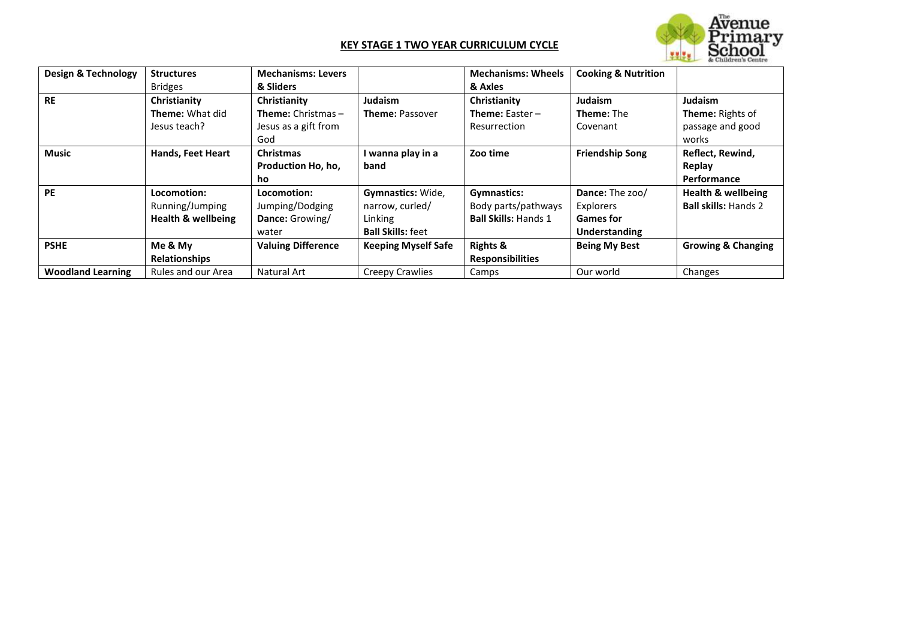**KEY STAGE 1 TWO YEAR CURRICULUM CYCLE**

| | | | | | | |
|---|---|---|---|---|---|---|
| **Design & Technology** | **Structures** Bridges | **Mechanisms: Levers & Sliders** | | **Mechanisms: Wheels & Axles** | **Cooking & Nutrition** | |
| **RE** | **Christianity** **Theme:** What did Jesus teach? | **Christianity** **Theme:** Christmas – Jesus as a gift from God | **Judaism** **Theme:** Passover | **Christianity** **Theme:** Easter – Resurrection | **Judaism** **Theme:** The Covenant | **Judaism** **Theme:** Rights of passage and good works |
| **Music** | **Hands, Feet Heart** | **Christmas Production Ho, ho, ho** | **I wanna play in a band** | **Zoo time** | **Friendship Song** | **Reflect, Rewind, Replay Performance** |
| **PE** | **Locomotion:** Running/Jumping **Health & wellbeing** | **Locomotion:** Jumping/Dodging **Dance:** Growing/ water | **Gymnastics:** Wide, narrow, curled/ Linking **Ball Skills:** feet | **Gymnastics:** Body parts/pathways **Ball Skills:** Hands 1 | **Dance:** The zoo/ Explorers **Games for Understanding** | **Health & wellbeing** **Ball skills:** Hands 2 |
| **PSHE** | **Me & My Relationships** | **Valuing Difference** | **Keeping Myself Safe** | **Rights & Responsibilities** | **Being My Best** | **Growing & Changing** |
| **Woodland Learning** | Rules and our Area | Natural Art | Creepy Crawlies | Camps | Our world | Changes |